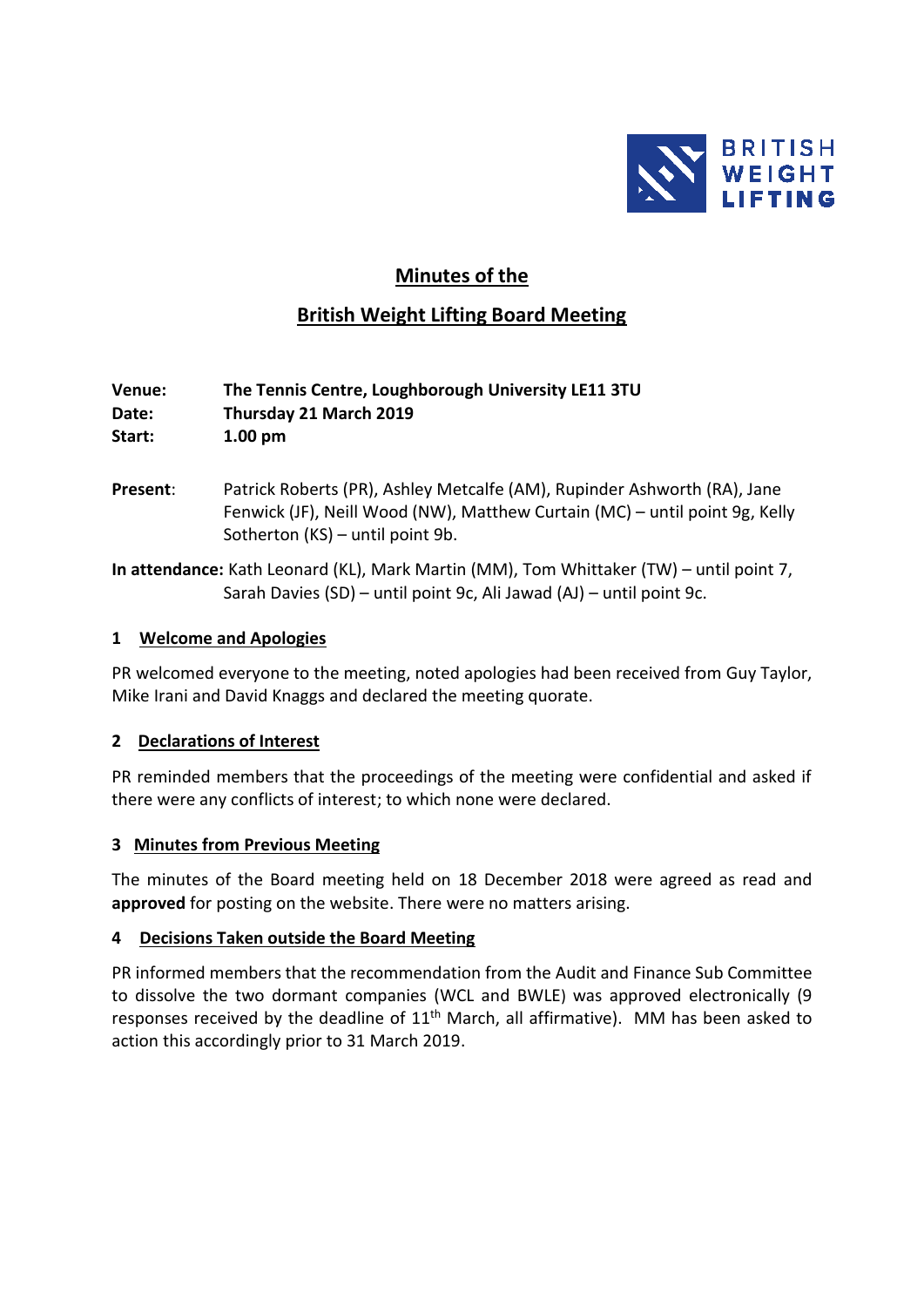# Minutes of the

# British Weight Lifting Board Meeting

**Venue:** **The Tennis Centre, Loughborough University LE11 3TU**
**Date:** **Thursday 21 March 2019**
**Start:** **1.00 pm**

**Present**: Patrick Roberts (PR), Ashley Metcalfe (AM), Rupinder Ashworth (RA), Jane Fenwick (JF), Neill Wood (NW), Matthew Curtain (MC) – until point 9g, Kelly Sotherton (KS) – until point 9b.

**In attendance:** Kath Leonard (KL), Mark Martin (MM), Tom Whittaker (TW) – until point 7, Sarah Davies (SD) – until point 9c, Ali Jawad (AJ) – until point 9c.

## 1 Welcome and Apologies

PR welcomed everyone to the meeting, noted apologies had been received from Guy Taylor, Mike Irani and David Knaggs and declared the meeting quorate.

## 2 Declarations of Interest

PR reminded members that the proceedings of the meeting were confidential and asked if there were any conflicts of interest; to which none were declared.

## 3 Minutes from Previous Meeting

The minutes of the Board meeting held on 18 December 2018 were agreed as read and **approved** for posting on the website. There were no matters arising.

## 4 Decisions Taken outside the Board Meeting

PR informed members that the recommendation from the Audit and Finance Sub Committee to dissolve the two dormant companies (WCL and BWLE) was approved electronically (9 responses received by the deadline of 11th March, all affirmative). MM has been asked to action this accordingly prior to 31 March 2019.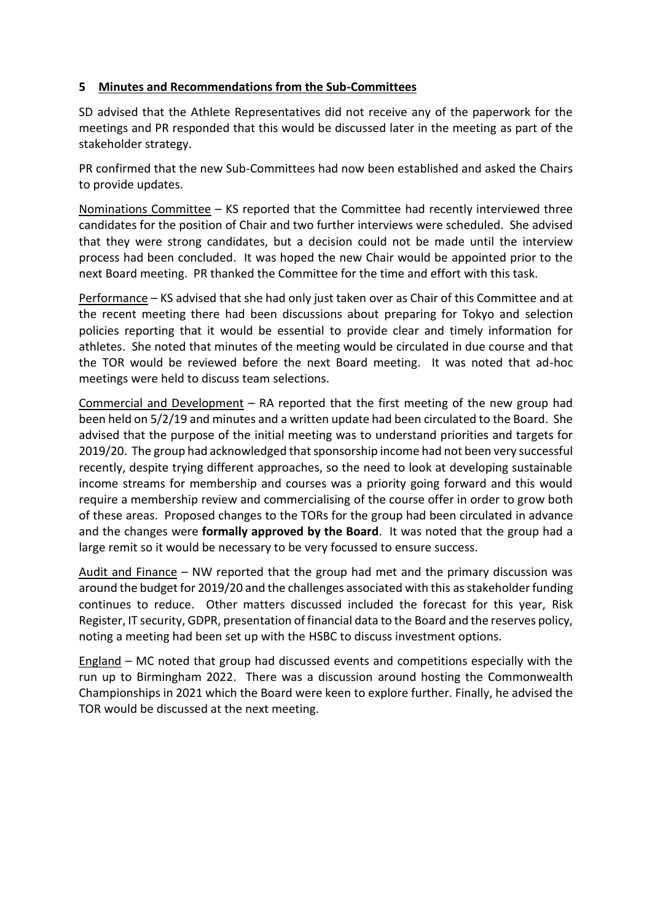## 5 Minutes and Recommendations from the Sub-Committees

SD advised that the Athlete Representatives did not receive any of the paperwork for the meetings and PR responded that this would be discussed later in the meeting as part of the stakeholder strategy.

PR confirmed that the new Sub-Committees had now been established and asked the Chairs to provide updates.

Nominations Committee – KS reported that the Committee had recently interviewed three candidates for the position of Chair and two further interviews were scheduled. She advised that they were strong candidates, but a decision could not be made until the interview process had been concluded. It was hoped the new Chair would be appointed prior to the next Board meeting. PR thanked the Committee for the time and effort with this task.

Performance – KS advised that she had only just taken over as Chair of this Committee and at the recent meeting there had been discussions about preparing for Tokyo and selection policies reporting that it would be essential to provide clear and timely information for athletes. She noted that minutes of the meeting would be circulated in due course and that the TOR would be reviewed before the next Board meeting. It was noted that ad-hoc meetings were held to discuss team selections.

Commercial and Development – RA reported that the first meeting of the new group had been held on 5/2/19 and minutes and a written update had been circulated to the Board. She advised that the purpose of the initial meeting was to understand priorities and targets for 2019/20. The group had acknowledged that sponsorship income had not been very successful recently, despite trying different approaches, so the need to look at developing sustainable income streams for membership and courses was a priority going forward and this would require a membership review and commercialising of the course offer in order to grow both of these areas. Proposed changes to the TORs for the group had been circulated in advance and the changes were **formally approved by the Board**. It was noted that the group had a large remit so it would be necessary to be very focussed to ensure success.

Audit and Finance – NW reported that the group had met and the primary discussion was around the budget for 2019/20 and the challenges associated with this as stakeholder funding continues to reduce. Other matters discussed included the forecast for this year, Risk Register, IT security, GDPR, presentation of financial data to the Board and the reserves policy, noting a meeting had been set up with the HSBC to discuss investment options.

England – MC noted that group had discussed events and competitions especially with the run up to Birmingham 2022. There was a discussion around hosting the Commonwealth Championships in 2021 which the Board were keen to explore further. Finally, he advised the TOR would be discussed at the next meeting.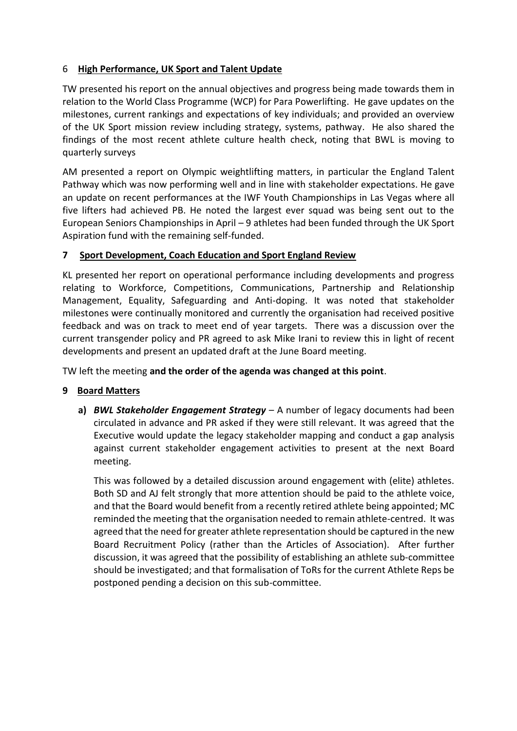## 6 High Performance, UK Sport and Talent Update

TW presented his report on the annual objectives and progress being made towards them in relation to the World Class Programme (WCP) for Para Powerlifting. He gave updates on the milestones, current rankings and expectations of key individuals; and provided an overview of the UK Sport mission review including strategy, systems, pathway. He also shared the findings of the most recent athlete culture health check, noting that BWL is moving to quarterly surveys

AM presented a report on Olympic weightlifting matters, in particular the England Talent Pathway which was now performing well and in line with stakeholder expectations. He gave an update on recent performances at the IWF Youth Championships in Las Vegas where all five lifters had achieved PB. He noted the largest ever squad was being sent out to the European Seniors Championships in April – 9 athletes had been funded through the UK Sport Aspiration fund with the remaining self-funded.

## 7 Sport Development, Coach Education and Sport England Review

KL presented her report on operational performance including developments and progress relating to Workforce, Competitions, Communications, Partnership and Relationship Management, Equality, Safeguarding and Anti-doping. It was noted that stakeholder milestones were continually monitored and currently the organisation had received positive feedback and was on track to meet end of year targets. There was a discussion over the current transgender policy and PR agreed to ask Mike Irani to review this in light of recent developments and present an updated draft at the June Board meeting.

TW left the meeting **and the order of the agenda was changed at this point**.

## 9 Board Matters

**a)** ***BWL Stakeholder Engagement Strategy*** – A number of legacy documents had been circulated in advance and PR asked if they were still relevant. It was agreed that the Executive would update the legacy stakeholder mapping and conduct a gap analysis against current stakeholder engagement activities to present at the next Board meeting.

This was followed by a detailed discussion around engagement with (elite) athletes. Both SD and AJ felt strongly that more attention should be paid to the athlete voice, and that the Board would benefit from a recently retired athlete being appointed; MC reminded the meeting that the organisation needed to remain athlete-centred. It was agreed that the need for greater athlete representation should be captured in the new Board Recruitment Policy (rather than the Articles of Association). After further discussion, it was agreed that the possibility of establishing an athlete sub-committee should be investigated; and that formalisation of ToRs for the current Athlete Reps be postponed pending a decision on this sub-committee.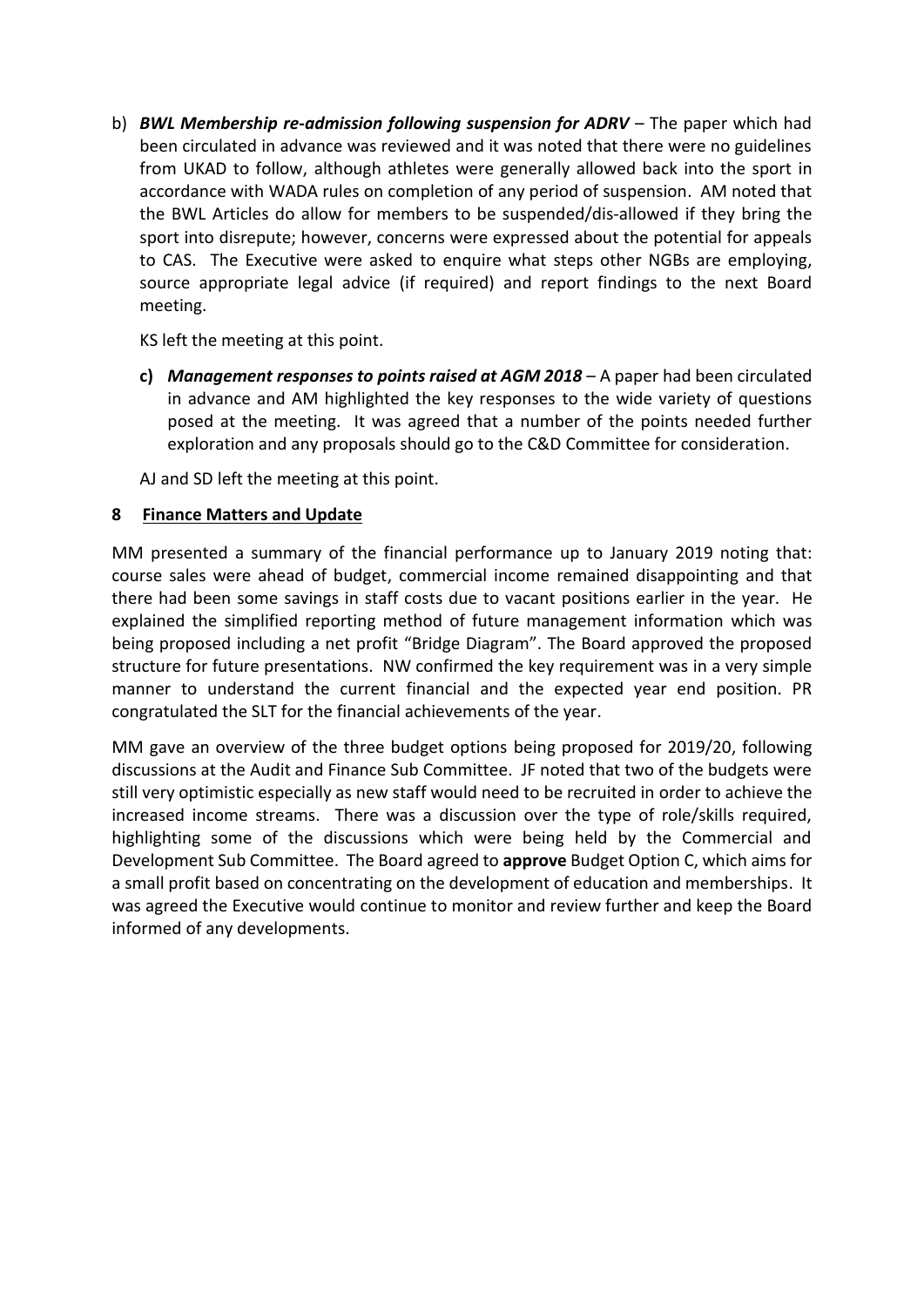b) ***BWL Membership re-admission following suspension for ADRV*** – The paper which had been circulated in advance was reviewed and it was noted that there were no guidelines from UKAD to follow, although athletes were generally allowed back into the sport in accordance with WADA rules on completion of any period of suspension. AM noted that the BWL Articles do allow for members to be suspended/dis-allowed if they bring the sport into disrepute; however, concerns were expressed about the potential for appeals to CAS. The Executive were asked to enquire what steps other NGBs are employing, source appropriate legal advice (if required) and report findings to the next Board meeting.

KS left the meeting at this point.

**c)** ***Management responses to points raised at AGM 2018*** – A paper had been circulated in advance and AM highlighted the key responses to the wide variety of questions posed at the meeting. It was agreed that a number of the points needed further exploration and any proposals should go to the C&D Committee for consideration.

AJ and SD left the meeting at this point.

## 8 Finance Matters and Update

MM presented a summary of the financial performance up to January 2019 noting that: course sales were ahead of budget, commercial income remained disappointing and that there had been some savings in staff costs due to vacant positions earlier in the year. He explained the simplified reporting method of future management information which was being proposed including a net profit "Bridge Diagram". The Board approved the proposed structure for future presentations. NW confirmed the key requirement was in a very simple manner to understand the current financial and the expected year end position. PR congratulated the SLT for the financial achievements of the year.

MM gave an overview of the three budget options being proposed for 2019/20, following discussions at the Audit and Finance Sub Committee. JF noted that two of the budgets were still very optimistic especially as new staff would need to be recruited in order to achieve the increased income streams. There was a discussion over the type of role/skills required, highlighting some of the discussions which were being held by the Commercial and Development Sub Committee. The Board agreed to **approve** Budget Option C, which aims for a small profit based on concentrating on the development of education and memberships. It was agreed the Executive would continue to monitor and review further and keep the Board informed of any developments.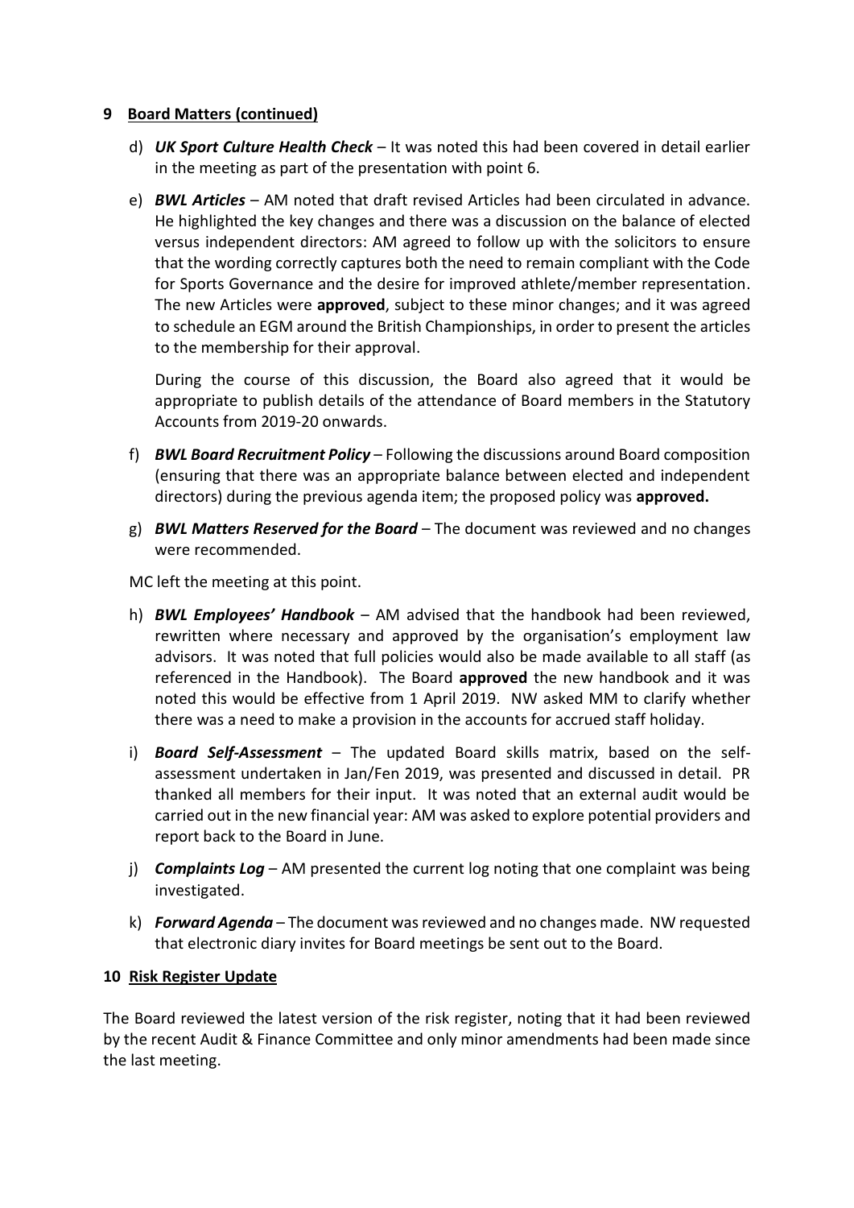## 9 Board Matters (continued)

d) ***UK Sport Culture Health Check*** – It was noted this had been covered in detail earlier in the meeting as part of the presentation with point 6.

e) ***BWL Articles*** – AM noted that draft revised Articles had been circulated in advance. He highlighted the key changes and there was a discussion on the balance of elected versus independent directors: AM agreed to follow up with the solicitors to ensure that the wording correctly captures both the need to remain compliant with the Code for Sports Governance and the desire for improved athlete/member representation. The new Articles were **approved**, subject to these minor changes; and it was agreed to schedule an EGM around the British Championships, in order to present the articles to the membership for their approval.

   During the course of this discussion, the Board also agreed that it would be appropriate to publish details of the attendance of Board members in the Statutory Accounts from 2019-20 onwards.

f) ***BWL Board Recruitment Policy*** – Following the discussions around Board composition (ensuring that there was an appropriate balance between elected and independent directors) during the previous agenda item; the proposed policy was **approved.**

g) ***BWL Matters Reserved for the Board*** – The document was reviewed and no changes were recommended.

MC left the meeting at this point.

h) ***BWL Employees' Handbook*** – AM advised that the handbook had been reviewed, rewritten where necessary and approved by the organisation's employment law advisors. It was noted that full policies would also be made available to all staff (as referenced in the Handbook). The Board **approved** the new handbook and it was noted this would be effective from 1 April 2019. NW asked MM to clarify whether there was a need to make a provision in the accounts for accrued staff holiday.

i) ***Board Self-Assessment*** – The updated Board skills matrix, based on the self-assessment undertaken in Jan/Fen 2019, was presented and discussed in detail. PR thanked all members for their input. It was noted that an external audit would be carried out in the new financial year: AM was asked to explore potential providers and report back to the Board in June.

j) ***Complaints Log*** – AM presented the current log noting that one complaint was being investigated.

k) ***Forward Agenda*** – The document was reviewed and no changes made. NW requested that electronic diary invites for Board meetings be sent out to the Board.

## 10 Risk Register Update

The Board reviewed the latest version of the risk register, noting that it had been reviewed by the recent Audit & Finance Committee and only minor amendments had been made since the last meeting.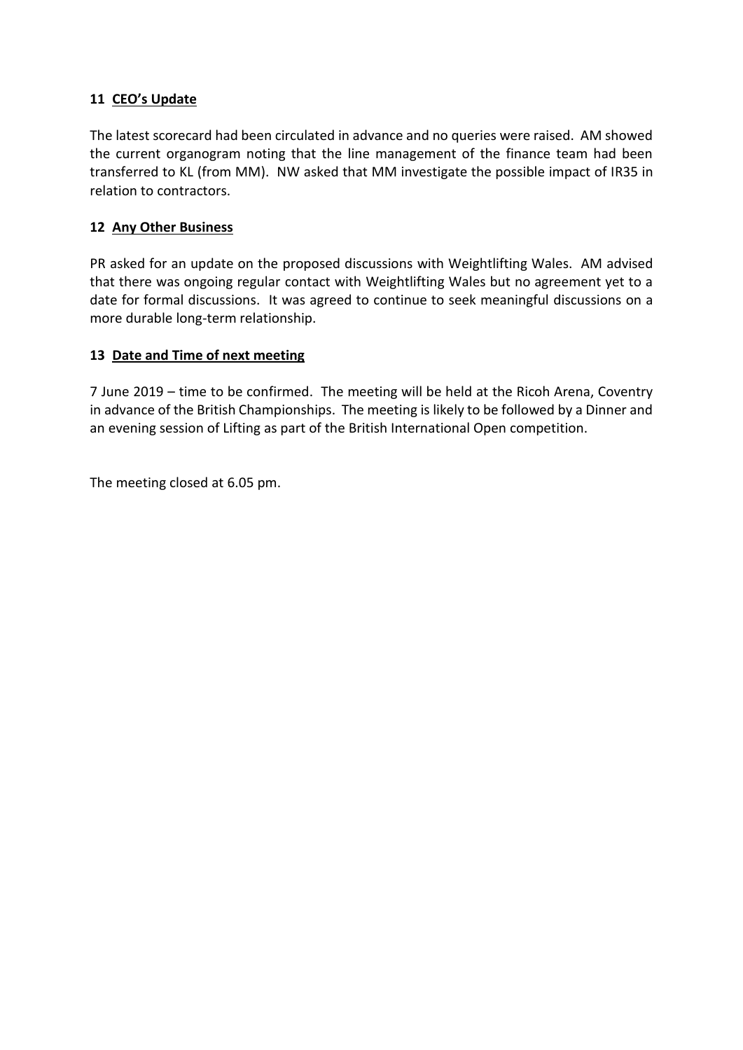## 11 CEO's Update

The latest scorecard had been circulated in advance and no queries were raised. AM showed the current organogram noting that the line management of the finance team had been transferred to KL (from MM). NW asked that MM investigate the possible impact of IR35 in relation to contractors.

## 12 Any Other Business

PR asked for an update on the proposed discussions with Weightlifting Wales. AM advised that there was ongoing regular contact with Weightlifting Wales but no agreement yet to a date for formal discussions. It was agreed to continue to seek meaningful discussions on a more durable long-term relationship.

## 13 Date and Time of next meeting

7 June 2019 – time to be confirmed. The meeting will be held at the Ricoh Arena, Coventry in advance of the British Championships. The meeting is likely to be followed by a Dinner and an evening session of Lifting as part of the British International Open competition.

The meeting closed at 6.05 pm.